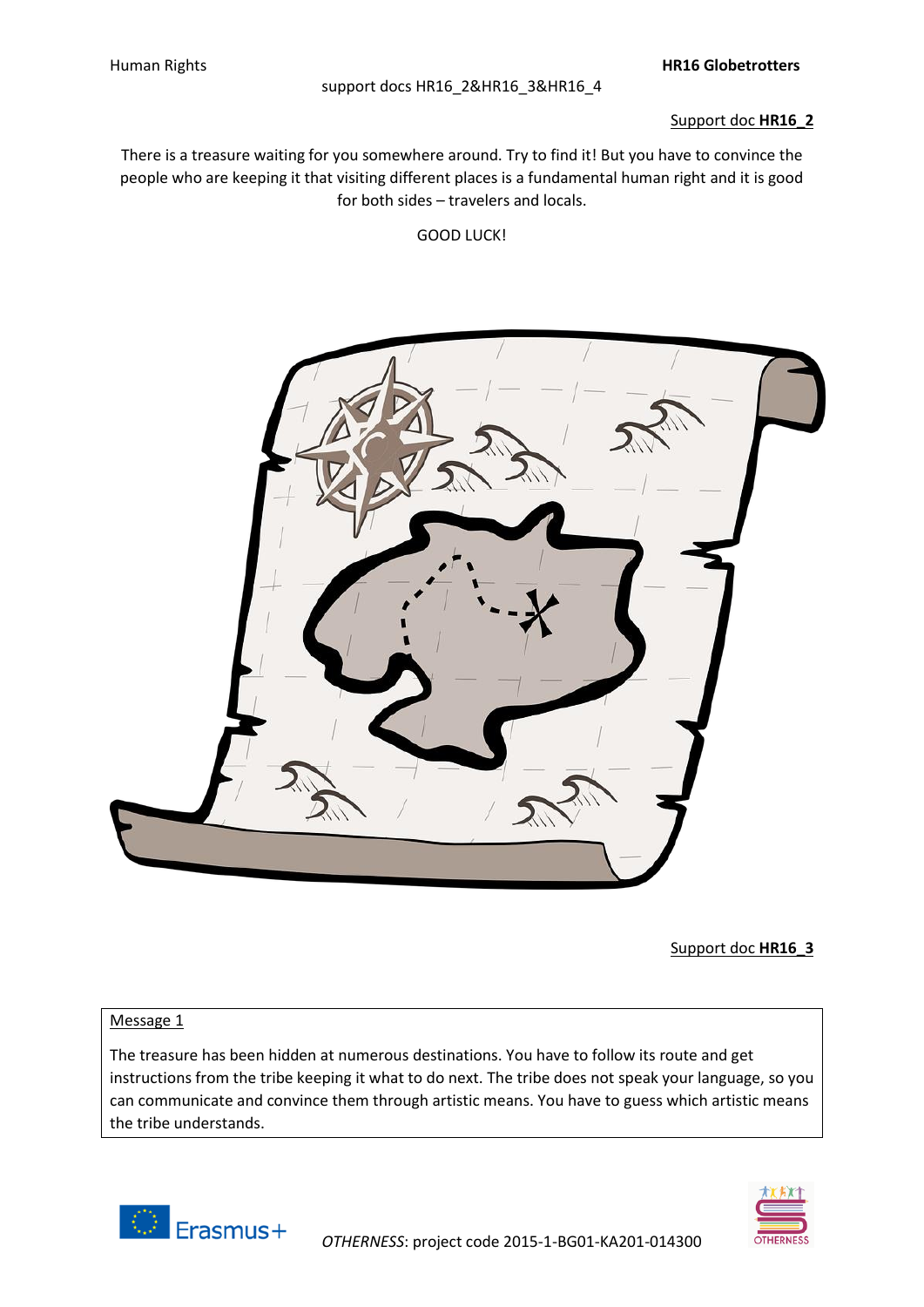Human Rights **HR16 Globetrotters**

support docs HR16_2&HR16_3&HR16_4

Support doc **HR16_2**

There is a treasure waiting for you somewhere around. Try to find it! But you have to convince the people who are keeping it that visiting different places is a fundamental human right and it is good for both sides – travelers and locals.

GOOD LUCK!

Support doc **HR16_3**

| Message 1 |
| --- |
| The treasure has been hidden at numerous destinations. You have to follow its route and get instructions from the tribe keeping it what to do next. The tribe does not speak your language, so you can communicate and convince them through artistic means. You have to guess which artistic means the tribe understands. |

*OTHERNESS*: project code 2015-1-BG01-KA201-014300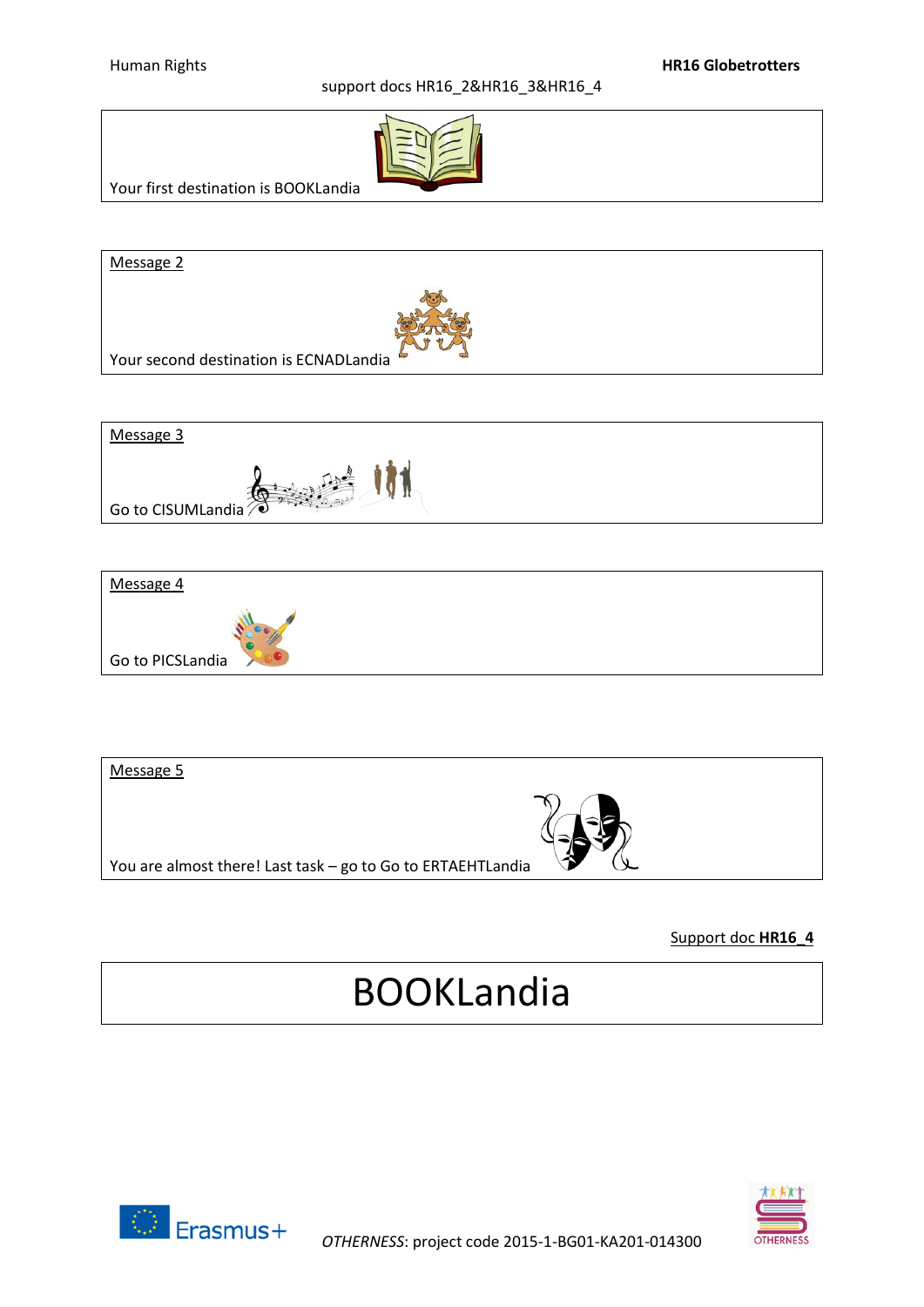support docs HR16_2&HR16_3&HR16_4

Your first destination is BOOKLandia

Message 2

Your second destination is ECNADLandia

Message 3

Go to CISUMLandia

Message 4

Go to PICSLandia

Message 5

You are almost there! Last task – go to Go to ERTAEHTLandia

Support doc **HR16_4**

# BOOKLandia

*OTHERNESS*: project code 2015-1-BG01-KA201-014300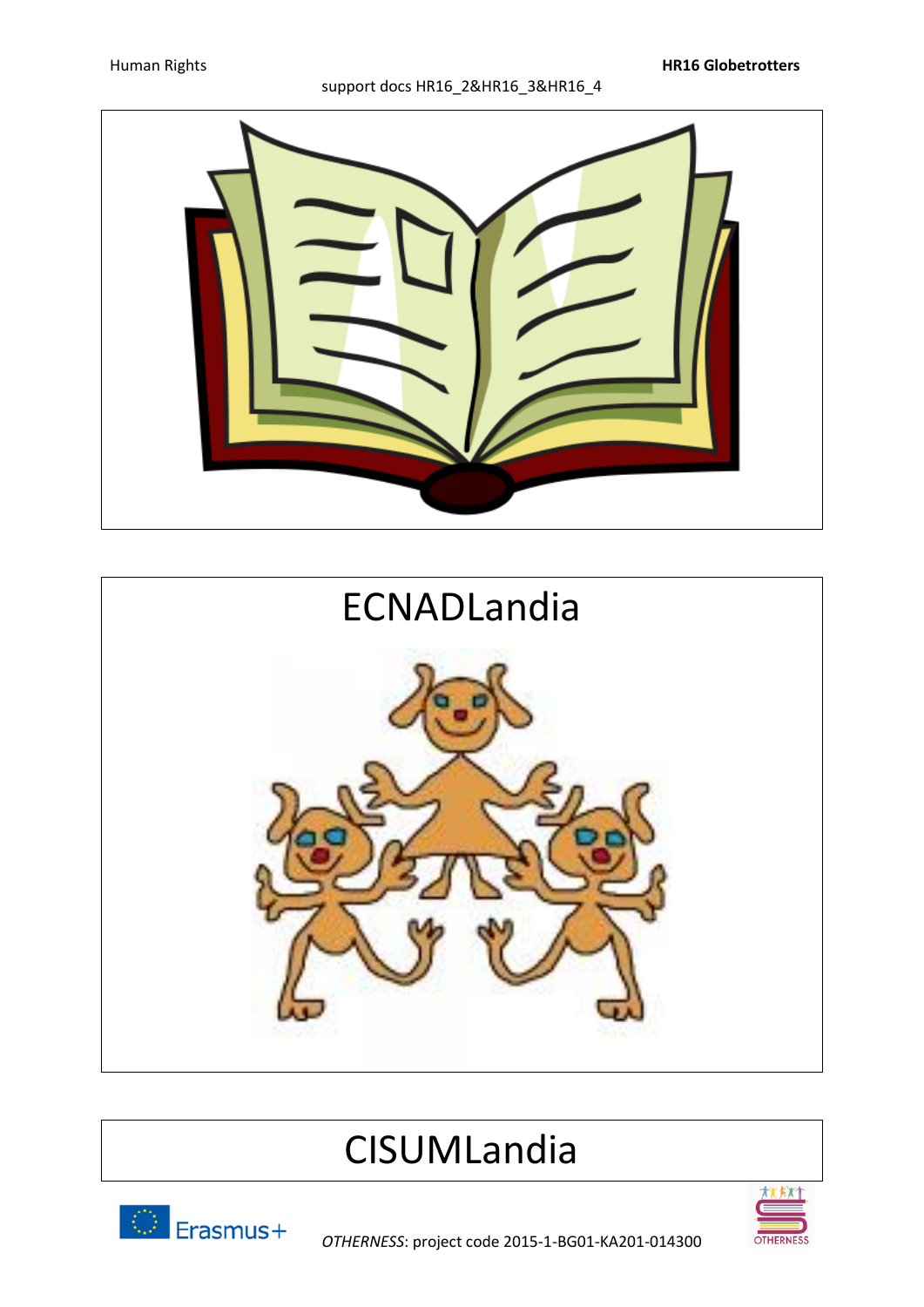support docs HR16_2&HR16_3&HR16_4

ECNADLandia

CISUMLandia

*OTHERNESS*: project code 2015-1-BG01-KA201-014300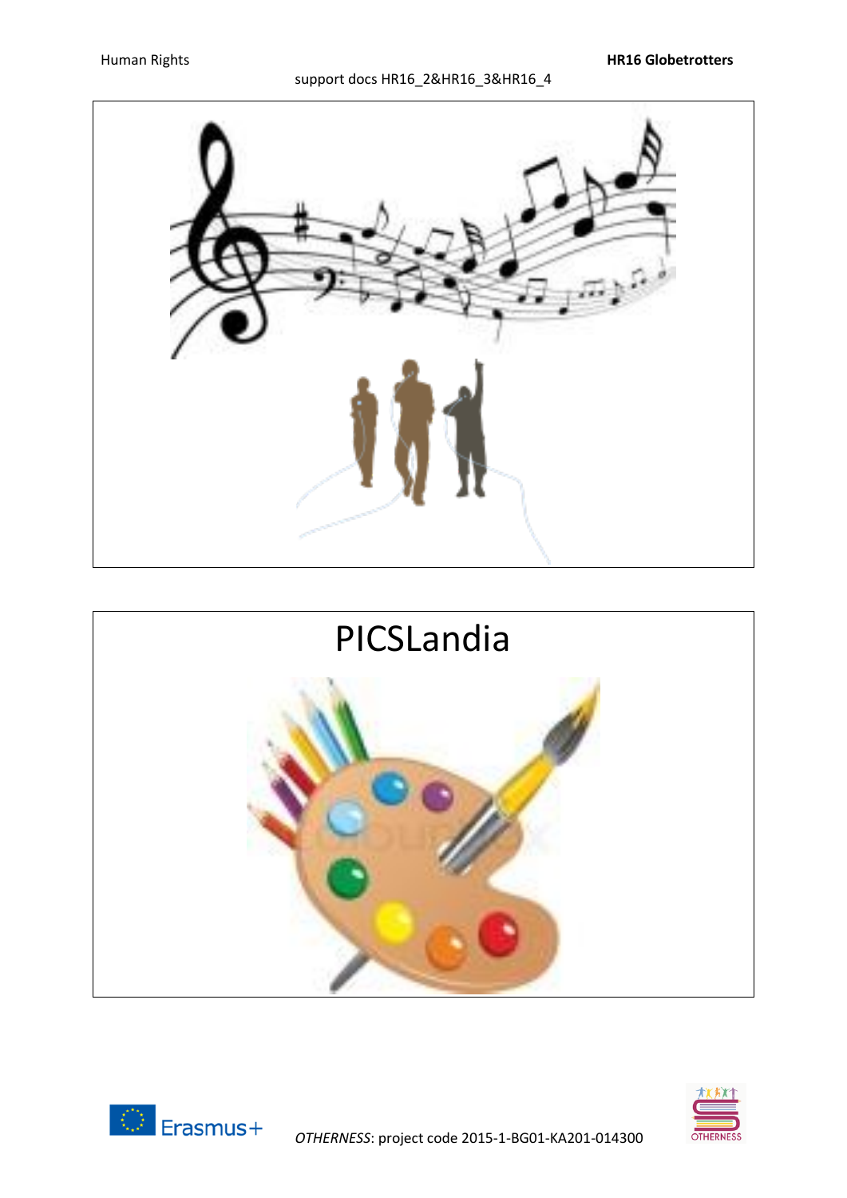# PICSLandia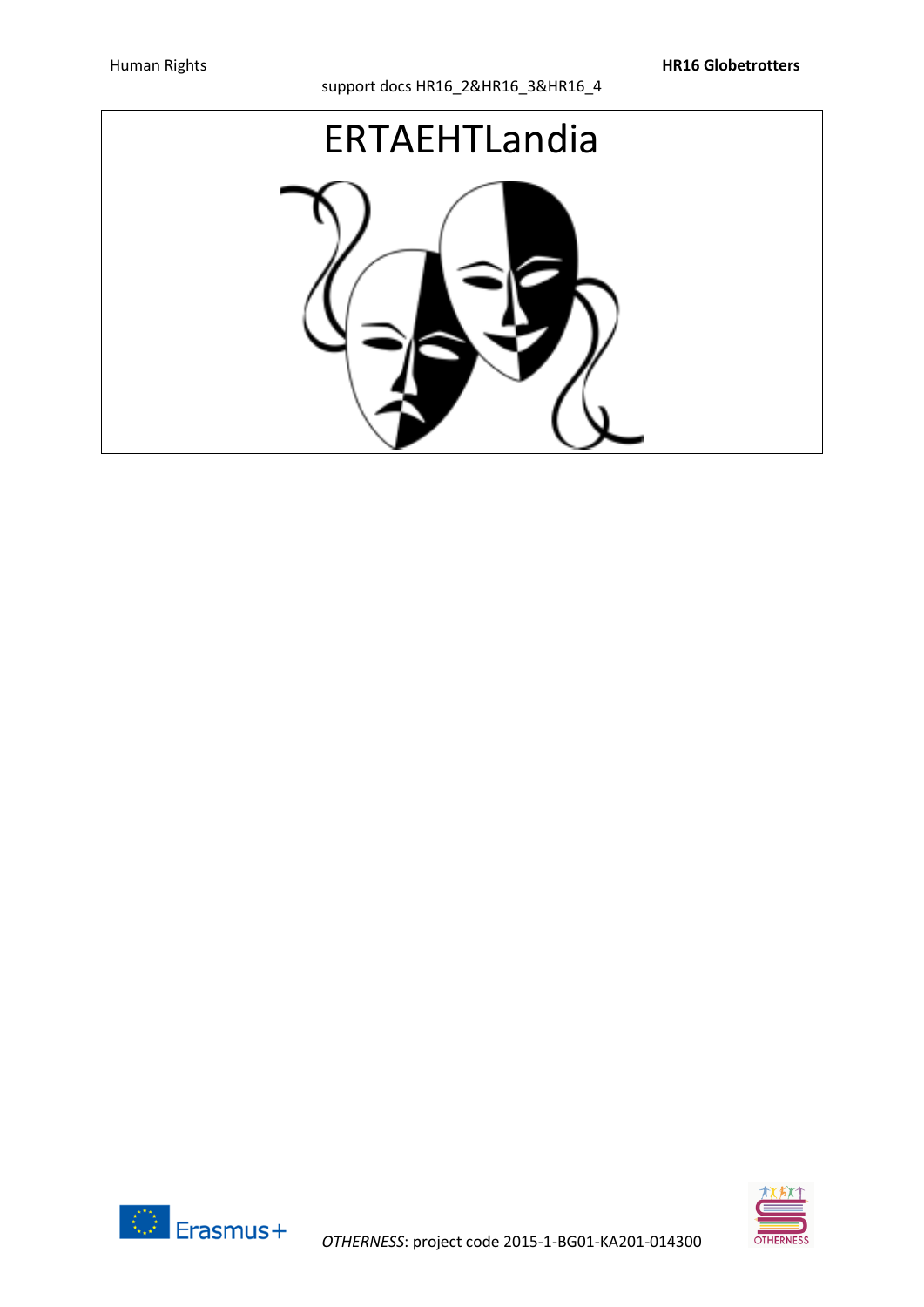# ERTAEHTLandia